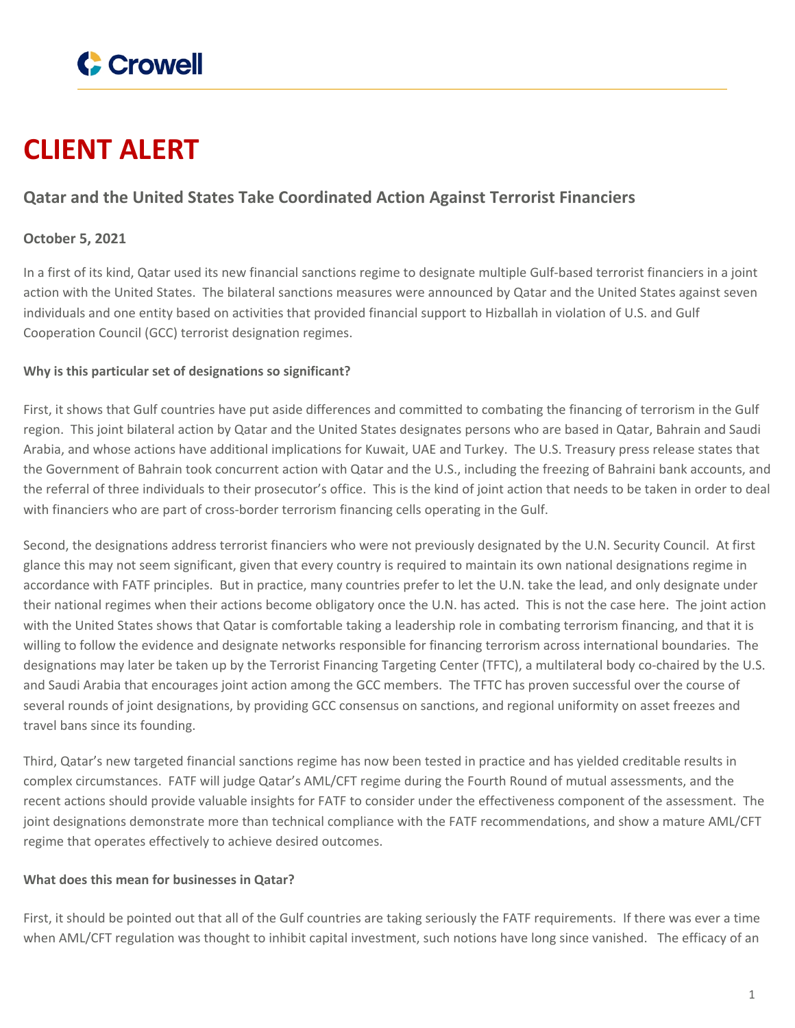Crowell

# CLIENT ALERT

## Qatar and the United States Take Coordinated Action Against Terrorist Financiers

**October 5, 2021**

In a first of its kind, Qatar used its new financial sanctions regime to designate multiple Gulf-based terrorist financiers in a joint action with the United States. The bilateral sanctions measures were announced by Qatar and the United States against seven individuals and one entity based on activities that provided financial support to Hizballah in violation of U.S. and Gulf Cooperation Council (GCC) terrorist designation regimes.

**Why is this particular set of designations so significant?**

First, it shows that Gulf countries have put aside differences and committed to combating the financing of terrorism in the Gulf region. This joint bilateral action by Qatar and the United States designates persons who are based in Qatar, Bahrain and Saudi Arabia, and whose actions have additional implications for Kuwait, UAE and Turkey. The U.S. Treasury press release states that the Government of Bahrain took concurrent action with Qatar and the U.S., including the freezing of Bahraini bank accounts, and the referral of three individuals to their prosecutor's office. This is the kind of joint action that needs to be taken in order to deal with financiers who are part of cross-border terrorism financing cells operating in the Gulf.

Second, the designations address terrorist financiers who were not previously designated by the U.N. Security Council. At first glance this may not seem significant, given that every country is required to maintain its own national designations regime in accordance with FATF principles. But in practice, many countries prefer to let the U.N. take the lead, and only designate under their national regimes when their actions become obligatory once the U.N. has acted. This is not the case here. The joint action with the United States shows that Qatar is comfortable taking a leadership role in combating terrorism financing, and that it is willing to follow the evidence and designate networks responsible for financing terrorism across international boundaries. The designations may later be taken up by the Terrorist Financing Targeting Center (TFTC), a multilateral body co-chaired by the U.S. and Saudi Arabia that encourages joint action among the GCC members. The TFTC has proven successful over the course of several rounds of joint designations, by providing GCC consensus on sanctions, and regional uniformity on asset freezes and travel bans since its founding.

Third, Qatar's new targeted financial sanctions regime has now been tested in practice and has yielded creditable results in complex circumstances. FATF will judge Qatar's AML/CFT regime during the Fourth Round of mutual assessments, and the recent actions should provide valuable insights for FATF to consider under the effectiveness component of the assessment. The joint designations demonstrate more than technical compliance with the FATF recommendations, and show a mature AML/CFT regime that operates effectively to achieve desired outcomes.

**What does this mean for businesses in Qatar?**

First, it should be pointed out that all of the Gulf countries are taking seriously the FATF requirements. If there was ever a time when AML/CFT regulation was thought to inhibit capital investment, such notions have long since vanished. The efficacy of an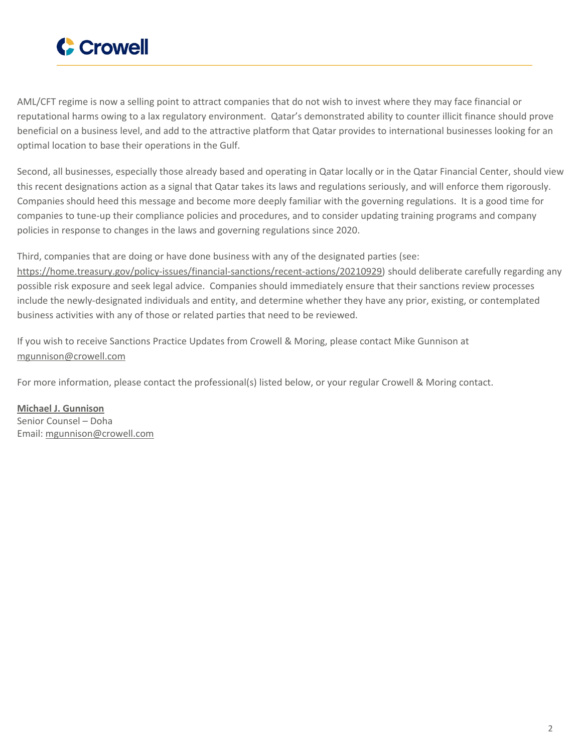AML/CFT regime is now a selling point to attract companies that do not wish to invest where they may face financial or reputational harms owing to a lax regulatory environment. Qatar's demonstrated ability to counter illicit finance should prove beneficial on a business level, and add to the attractive platform that Qatar provides to international businesses looking for an optimal location to base their operations in the Gulf.

Second, all businesses, especially those already based and operating in Qatar locally or in the Qatar Financial Center, should view this recent designations action as a signal that Qatar takes its laws and regulations seriously, and will enforce them rigorously. Companies should heed this message and become more deeply familiar with the governing regulations. It is a good time for companies to tune-up their compliance policies and procedures, and to consider updating training programs and company policies in response to changes in the laws and governing regulations since 2020.

Third, companies that are doing or have done business with any of the designated parties (see: https://home.treasury.gov/policy-issues/financial-sanctions/recent-actions/20210929) should deliberate carefully regarding any possible risk exposure and seek legal advice. Companies should immediately ensure that their sanctions review processes include the newly-designated individuals and entity, and determine whether they have any prior, existing, or contemplated business activities with any of those or related parties that need to be reviewed.

If you wish to receive Sanctions Practice Updates from Crowell & Moring, please contact Mike Gunnison at mgunnison@crowell.com

For more information, please contact the professional(s) listed below, or your regular Crowell & Moring contact.

**Michael J. Gunnison**
Senior Counsel – Doha
Email: mgunnison@crowell.com